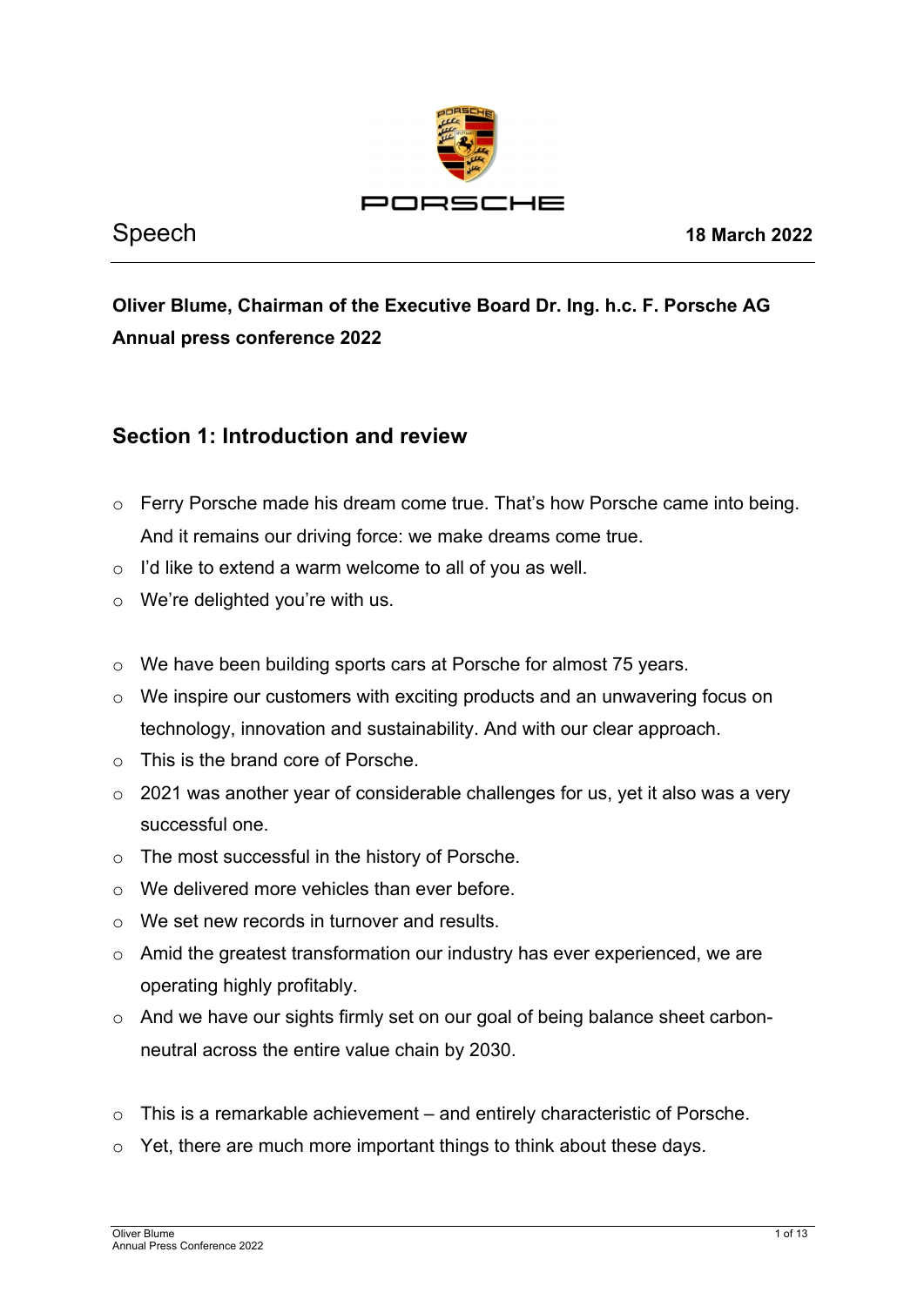Speech **18 March 2022**

**Oliver Blume, Chairman of the Executive Board Dr. Ing. h.c. F. Porsche AG**
**Annual press conference 2022**

## Section 1: Introduction and review

- Ferry Porsche made his dream come true. That's how Porsche came into being. And it remains our driving force: we make dreams come true.
- I'd like to extend a warm welcome to all of you as well.
- We're delighted you're with us.

- We have been building sports cars at Porsche for almost 75 years.
- We inspire our customers with exciting products and an unwavering focus on technology, innovation and sustainability. And with our clear approach.
- This is the brand core of Porsche.
- 2021 was another year of considerable challenges for us, yet it also was a very successful one.
- The most successful in the history of Porsche.
- We delivered more vehicles than ever before.
- We set new records in turnover and results.
- Amid the greatest transformation our industry has ever experienced, we are operating highly profitably.
- And we have our sights firmly set on our goal of being balance sheet carbon-neutral across the entire value chain by 2030.

- This is a remarkable achievement – and entirely characteristic of Porsche.
- Yet, there are much more important things to think about these days.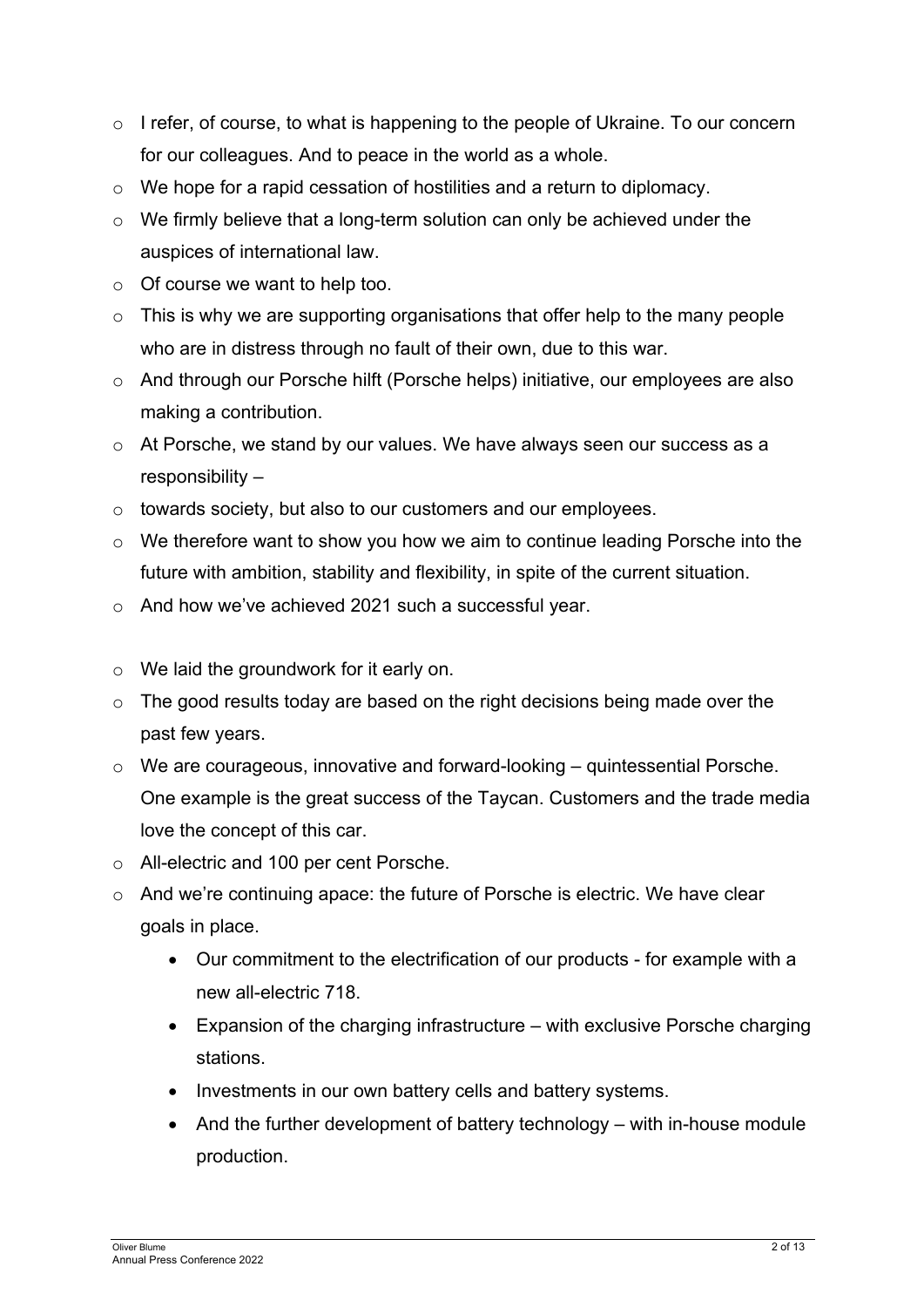- I refer, of course, to what is happening to the people of Ukraine. To our concern for our colleagues. And to peace in the world as a whole.
- We hope for a rapid cessation of hostilities and a return to diplomacy.
- We firmly believe that a long-term solution can only be achieved under the auspices of international law.
- Of course we want to help too.
- This is why we are supporting organisations that offer help to the many people who are in distress through no fault of their own, due to this war.
- And through our Porsche hilft (Porsche helps) initiative, our employees are also making a contribution.
- At Porsche, we stand by our values. We have always seen our success as a responsibility –
- towards society, but also to our customers and our employees.
- We therefore want to show you how we aim to continue leading Porsche into the future with ambition, stability and flexibility, in spite of the current situation.
- And how we've achieved 2021 such a successful year.

- We laid the groundwork for it early on.
- The good results today are based on the right decisions being made over the past few years.
- We are courageous, innovative and forward-looking – quintessential Porsche. One example is the great success of the Taycan. Customers and the trade media love the concept of this car.
- All-electric and 100 per cent Porsche.
- And we're continuing apace: the future of Porsche is electric. We have clear goals in place.
    - Our commitment to the electrification of our products - for example with a new all-electric 718.
    - Expansion of the charging infrastructure – with exclusive Porsche charging stations.
    - Investments in our own battery cells and battery systems.
    - And the further development of battery technology – with in-house module production.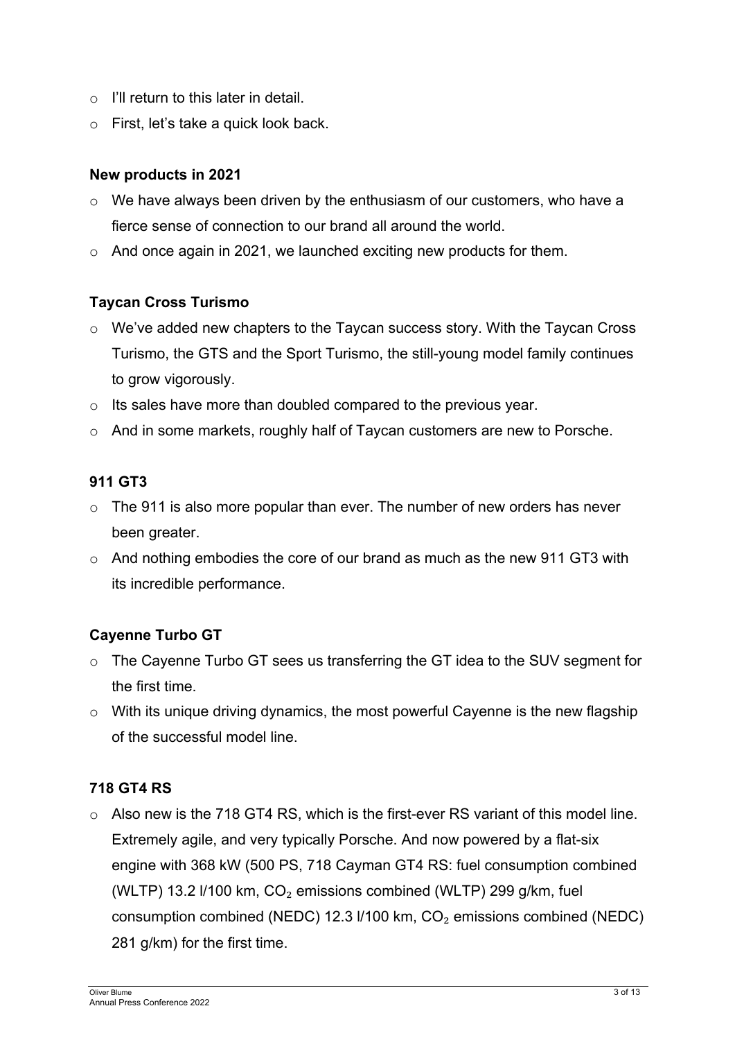- I'll return to this later in detail.
- First, let's take a quick look back.

**New products in 2021**

- We have always been driven by the enthusiasm of our customers, who have a fierce sense of connection to our brand all around the world.
- And once again in 2021, we launched exciting new products for them.

**Taycan Cross Turismo**

- We've added new chapters to the Taycan success story. With the Taycan Cross Turismo, the GTS and the Sport Turismo, the still-young model family continues to grow vigorously.
- Its sales have more than doubled compared to the previous year.
- And in some markets, roughly half of Taycan customers are new to Porsche.

**911 GT3**

- The 911 is also more popular than ever. The number of new orders has never been greater.
- And nothing embodies the core of our brand as much as the new 911 GT3 with its incredible performance.

**Cayenne Turbo GT**

- The Cayenne Turbo GT sees us transferring the GT idea to the SUV segment for the first time.
- With its unique driving dynamics, the most powerful Cayenne is the new flagship of the successful model line.

**718 GT4 RS**

- Also new is the 718 GT4 RS, which is the first-ever RS variant of this model line. Extremely agile, and very typically Porsche. And now powered by a flat-six engine with 368 kW (500 PS, 718 Cayman GT4 RS: fuel consumption combined (WLTP) 13.2 l/100 km, $CO_2$ emissions combined (WLTP) 299 g/km, fuel consumption combined (NEDC) 12.3 l/100 km, $CO_2$ emissions combined (NEDC) 281 g/km) for the first time.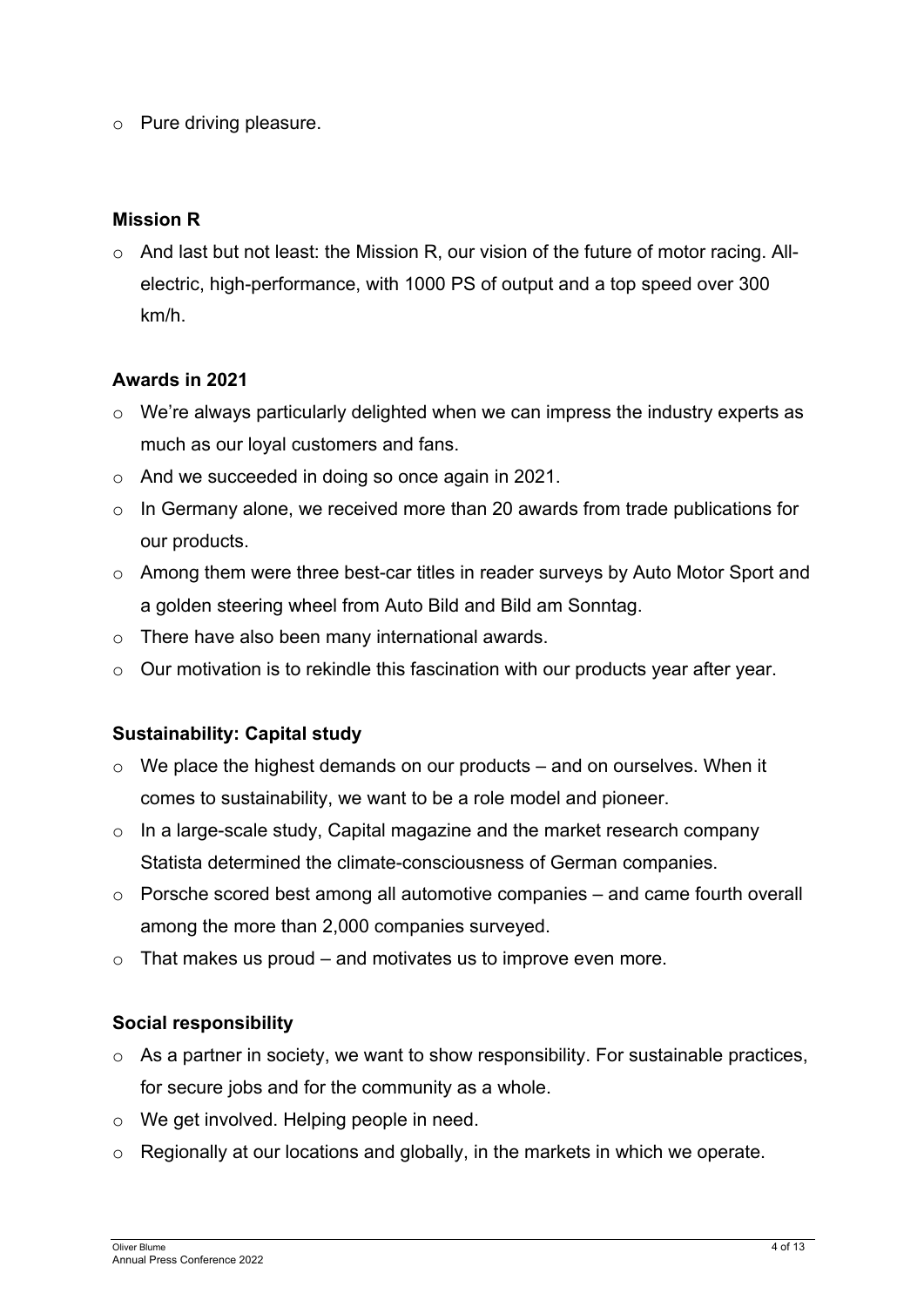- Pure driving pleasure.

**Mission R**

- And last but not least: the Mission R, our vision of the future of motor racing. All-electric, high-performance, with 1000 PS of output and a top speed over 300 km/h.

**Awards in 2021**

- We're always particularly delighted when we can impress the industry experts as much as our loyal customers and fans.
- And we succeeded in doing so once again in 2021.
- In Germany alone, we received more than 20 awards from trade publications for our products.
- Among them were three best-car titles in reader surveys by Auto Motor Sport and a golden steering wheel from Auto Bild and Bild am Sonntag.
- There have also been many international awards.
- Our motivation is to rekindle this fascination with our products year after year.

**Sustainability: Capital study**

- We place the highest demands on our products – and on ourselves. When it comes to sustainability, we want to be a role model and pioneer.
- In a large-scale study, Capital magazine and the market research company Statista determined the climate-consciousness of German companies.
- Porsche scored best among all automotive companies – and came fourth overall among the more than 2,000 companies surveyed.
- That makes us proud – and motivates us to improve even more.

**Social responsibility**

- As a partner in society, we want to show responsibility. For sustainable practices, for secure jobs and for the community as a whole.
- We get involved. Helping people in need.
- Regionally at our locations and globally, in the markets in which we operate.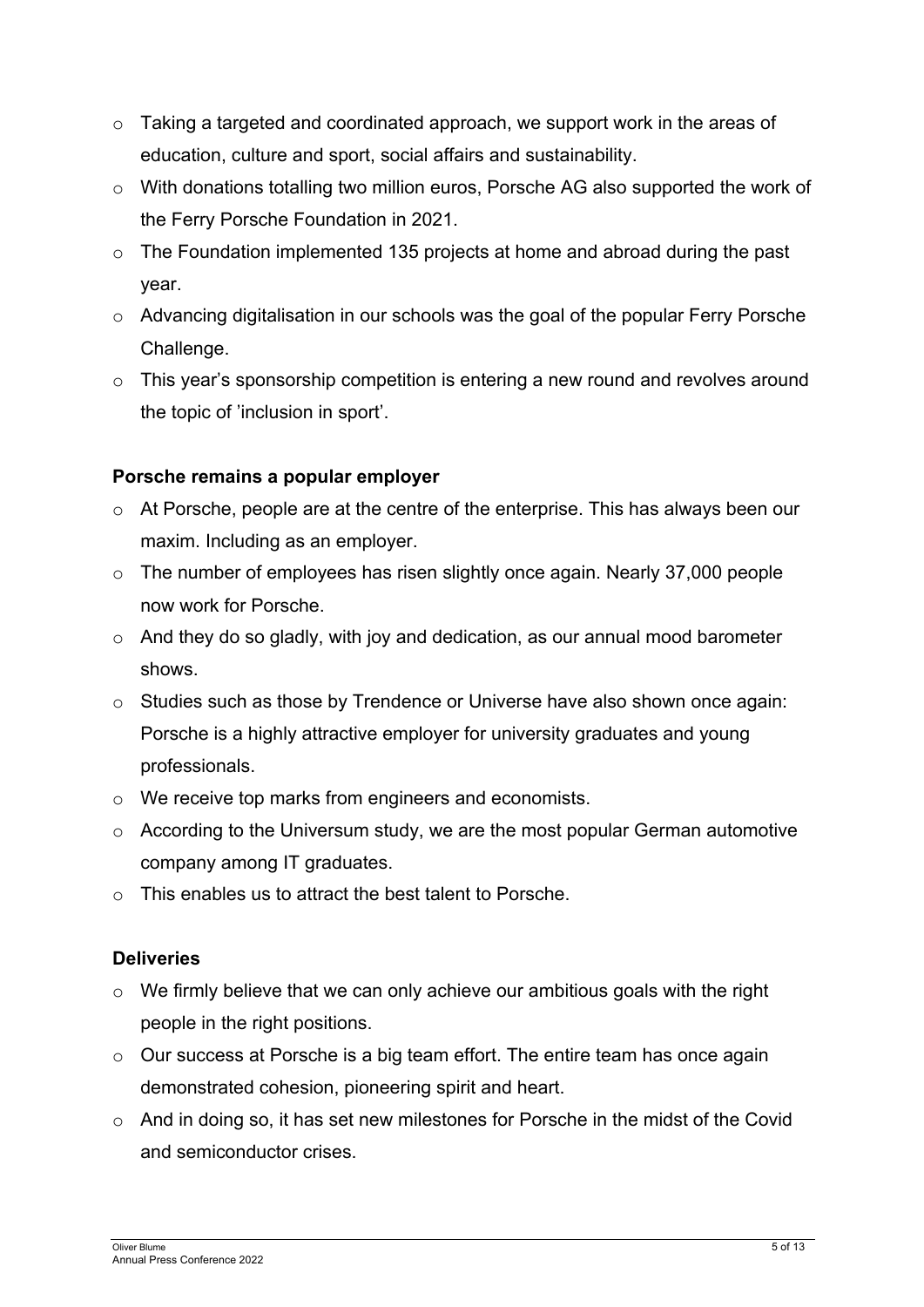- Taking a targeted and coordinated approach, we support work in the areas of education, culture and sport, social affairs and sustainability.
- With donations totalling two million euros, Porsche AG also supported the work of the Ferry Porsche Foundation in 2021.
- The Foundation implemented 135 projects at home and abroad during the past year.
- Advancing digitalisation in our schools was the goal of the popular Ferry Porsche Challenge.
- This year's sponsorship competition is entering a new round and revolves around the topic of 'inclusion in sport'.

**Porsche remains a popular employer**

- At Porsche, people are at the centre of the enterprise. This has always been our maxim. Including as an employer.
- The number of employees has risen slightly once again. Nearly 37,000 people now work for Porsche.
- And they do so gladly, with joy and dedication, as our annual mood barometer shows.
- Studies such as those by Trendence or Universe have also shown once again: Porsche is a highly attractive employer for university graduates and young professionals.
- We receive top marks from engineers and economists.
- According to the Universum study, we are the most popular German automotive company among IT graduates.
- This enables us to attract the best talent to Porsche.

**Deliveries**

- We firmly believe that we can only achieve our ambitious goals with the right people in the right positions.
- Our success at Porsche is a big team effort. The entire team has once again demonstrated cohesion, pioneering spirit and heart.
- And in doing so, it has set new milestones for Porsche in the midst of the Covid and semiconductor crises.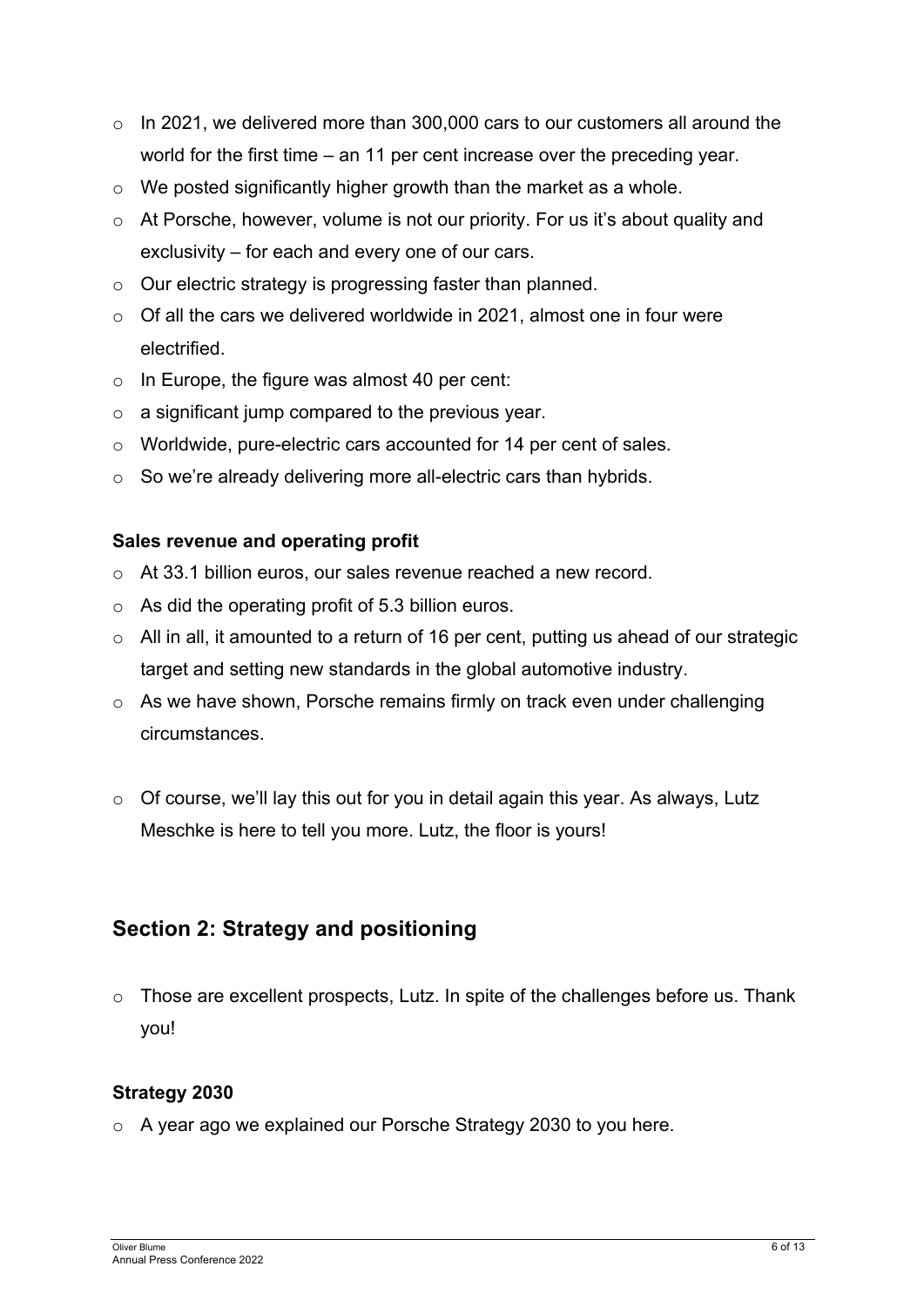- In 2021, we delivered more than 300,000 cars to our customers all around the world for the first time – an 11 per cent increase over the preceding year.
- We posted significantly higher growth than the market as a whole.
- At Porsche, however, volume is not our priority. For us it's about quality and exclusivity – for each and every one of our cars.
- Our electric strategy is progressing faster than planned.
- Of all the cars we delivered worldwide in 2021, almost one in four were electrified.
- In Europe, the figure was almost 40 per cent:
- a significant jump compared to the previous year.
- Worldwide, pure-electric cars accounted for 14 per cent of sales.
- So we're already delivering more all-electric cars than hybrids.

**Sales revenue and operating profit**

- At 33.1 billion euros, our sales revenue reached a new record.
- As did the operating profit of 5.3 billion euros.
- All in all, it amounted to a return of 16 per cent, putting us ahead of our strategic target and setting new standards in the global automotive industry.
- As we have shown, Porsche remains firmly on track even under challenging circumstances.

- Of course, we'll lay this out for you in detail again this year. As always, Lutz Meschke is here to tell you more. Lutz, the floor is yours!

## Section 2: Strategy and positioning

- Those are excellent prospects, Lutz. In spite of the challenges before us. Thank you!

**Strategy 2030**

- A year ago we explained our Porsche Strategy 2030 to you here.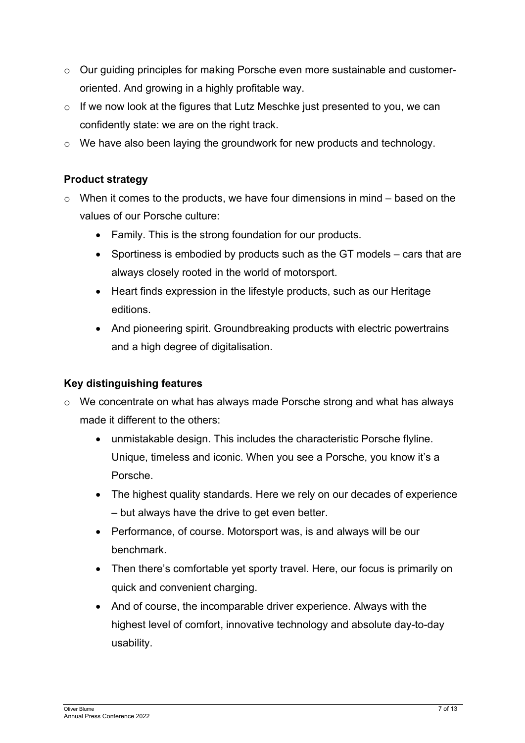- Our guiding principles for making Porsche even more sustainable and customer-oriented. And growing in a highly profitable way.
- If we now look at the figures that Lutz Meschke just presented to you, we can confidently state: we are on the right track.
- We have also been laying the groundwork for new products and technology.

**Product strategy**

- When it comes to the products, we have four dimensions in mind – based on the values of our Porsche culture:
  - Family. This is the strong foundation for our products.
  - Sportiness is embodied by products such as the GT models – cars that are always closely rooted in the world of motorsport.
  - Heart finds expression in the lifestyle products, such as our Heritage editions.
  - And pioneering spirit. Groundbreaking products with electric powertrains and a high degree of digitalisation.

**Key distinguishing features**

- We concentrate on what has always made Porsche strong and what has always made it different to the others:
  - unmistakable design. This includes the characteristic Porsche flyline. Unique, timeless and iconic. When you see a Porsche, you know it's a Porsche.
  - The highest quality standards. Here we rely on our decades of experience – but always have the drive to get even better.
  - Performance, of course. Motorsport was, is and always will be our benchmark.
  - Then there's comfortable yet sporty travel. Here, our focus is primarily on quick and convenient charging.
  - And of course, the incomparable driver experience. Always with the highest level of comfort, innovative technology and absolute day-to-day usability.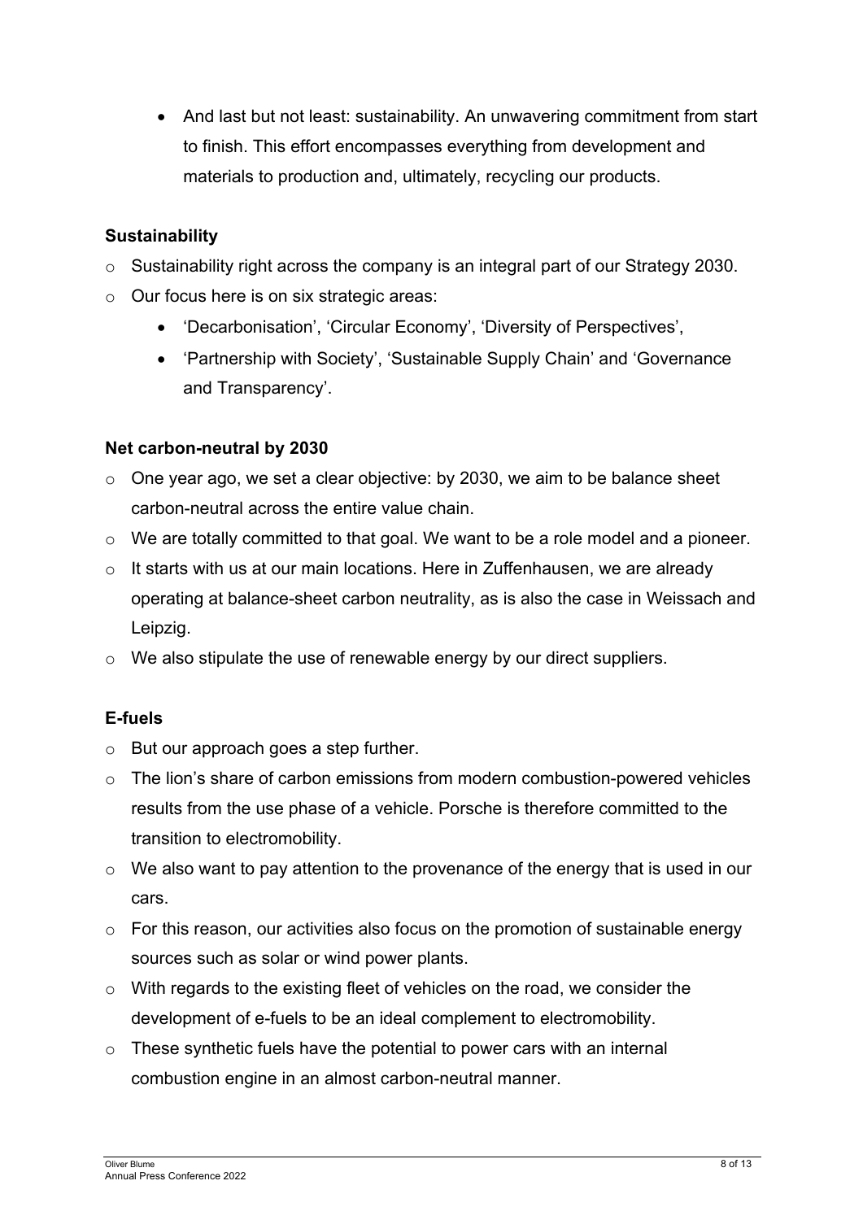- And last but not least: sustainability. An unwavering commitment from start to finish. This effort encompasses everything from development and materials to production and, ultimately, recycling our products.

**Sustainability**

- Sustainability right across the company is an integral part of our Strategy 2030.
- Our focus here is on six strategic areas:
  - 'Decarbonisation', 'Circular Economy', 'Diversity of Perspectives',
  - 'Partnership with Society', 'Sustainable Supply Chain' and 'Governance and Transparency'.

**Net carbon-neutral by 2030**

- One year ago, we set a clear objective: by 2030, we aim to be balance sheet carbon-neutral across the entire value chain.
- We are totally committed to that goal. We want to be a role model and a pioneer.
- It starts with us at our main locations. Here in Zuffenhausen, we are already operating at balance-sheet carbon neutrality, as is also the case in Weissach and Leipzig.
- We also stipulate the use of renewable energy by our direct suppliers.

**E-fuels**

- But our approach goes a step further.
- The lion's share of carbon emissions from modern combustion-powered vehicles results from the use phase of a vehicle. Porsche is therefore committed to the transition to electromobility.
- We also want to pay attention to the provenance of the energy that is used in our cars.
- For this reason, our activities also focus on the promotion of sustainable energy sources such as solar or wind power plants.
- With regards to the existing fleet of vehicles on the road, we consider the development of e-fuels to be an ideal complement to electromobility.
- These synthetic fuels have the potential to power cars with an internal combustion engine in an almost carbon-neutral manner.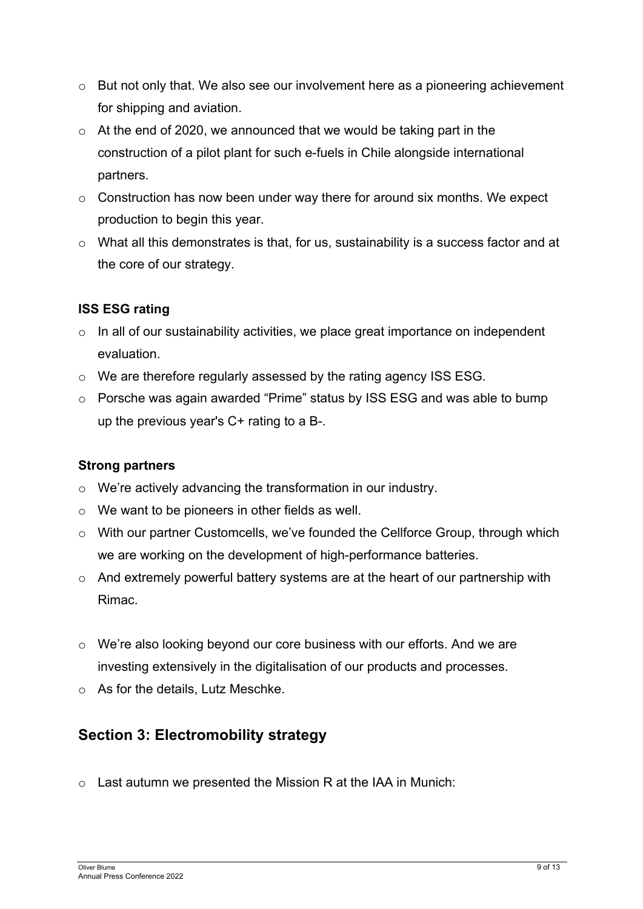- But not only that. We also see our involvement here as a pioneering achievement for shipping and aviation.
- At the end of 2020, we announced that we would be taking part in the construction of a pilot plant for such e-fuels in Chile alongside international partners.
- Construction has now been under way there for around six months. We expect production to begin this year.
- What all this demonstrates is that, for us, sustainability is a success factor and at the core of our strategy.

**ISS ESG rating**

- In all of our sustainability activities, we place great importance on independent evaluation.
- We are therefore regularly assessed by the rating agency ISS ESG.
- Porsche was again awarded "Prime" status by ISS ESG and was able to bump up the previous year's C+ rating to a B-.

**Strong partners**

- We're actively advancing the transformation in our industry.
- We want to be pioneers in other fields as well.
- With our partner Customcells, we've founded the Cellforce Group, through which we are working on the development of high-performance batteries.
- And extremely powerful battery systems are at the heart of our partnership with Rimac.

- We're also looking beyond our core business with our efforts. And we are investing extensively in the digitalisation of our products and processes.
- As for the details, Lutz Meschke.

## Section 3: Electromobility strategy

- Last autumn we presented the Mission R at the IAA in Munich: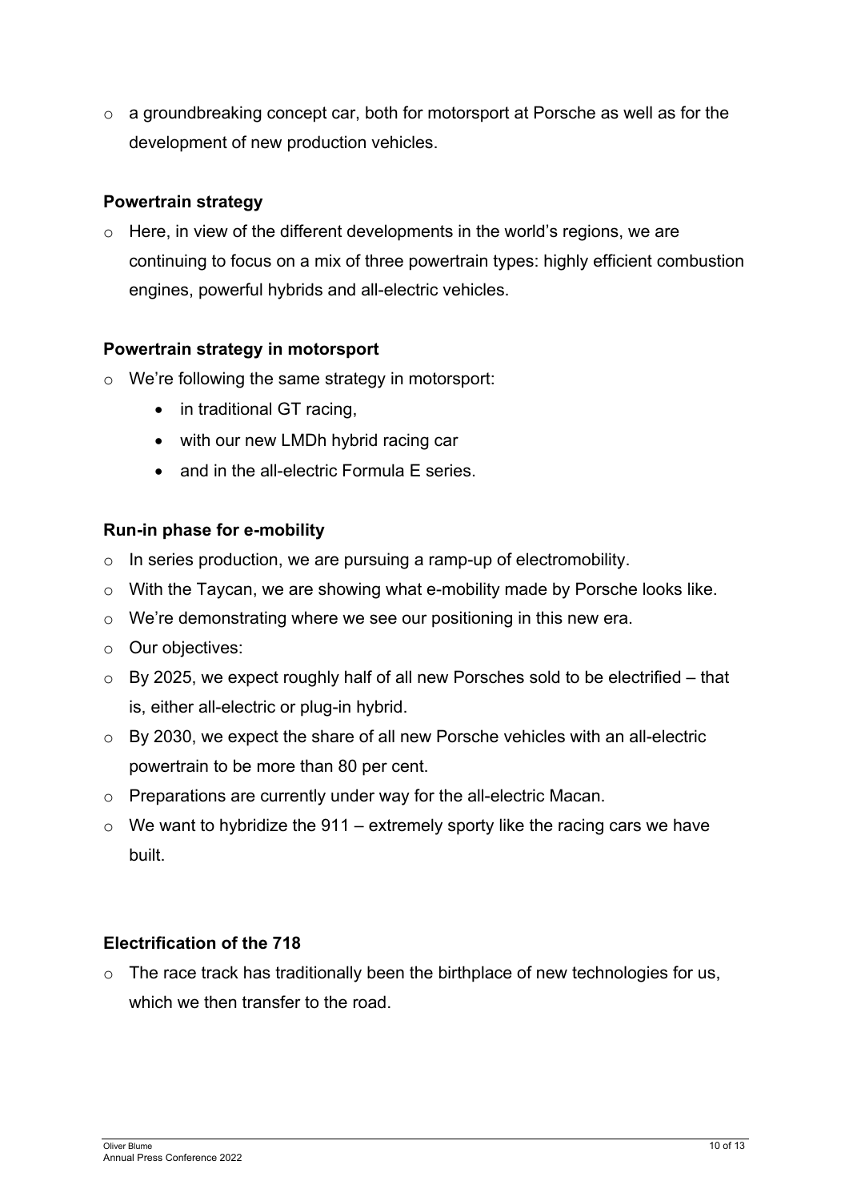- a groundbreaking concept car, both for motorsport at Porsche as well as for the development of new production vehicles.

**Powertrain strategy**

- Here, in view of the different developments in the world's regions, we are continuing to focus on a mix of three powertrain types: highly efficient combustion engines, powerful hybrids and all-electric vehicles.

**Powertrain strategy in motorsport**

- We're following the same strategy in motorsport:
  - in traditional GT racing,
  - with our new LMDh hybrid racing car
  - and in the all-electric Formula E series.

**Run-in phase for e-mobility**

- In series production, we are pursuing a ramp-up of electromobility.
- With the Taycan, we are showing what e-mobility made by Porsche looks like.
- We're demonstrating where we see our positioning in this new era.
- Our objectives:
- By 2025, we expect roughly half of all new Porsches sold to be electrified – that is, either all-electric or plug-in hybrid.
- By 2030, we expect the share of all new Porsche vehicles with an all-electric powertrain to be more than 80 per cent.
- Preparations are currently under way for the all-electric Macan.
- We want to hybridize the 911 – extremely sporty like the racing cars we have built.

**Electrification of the 718**

- The race track has traditionally been the birthplace of new technologies for us, which we then transfer to the road.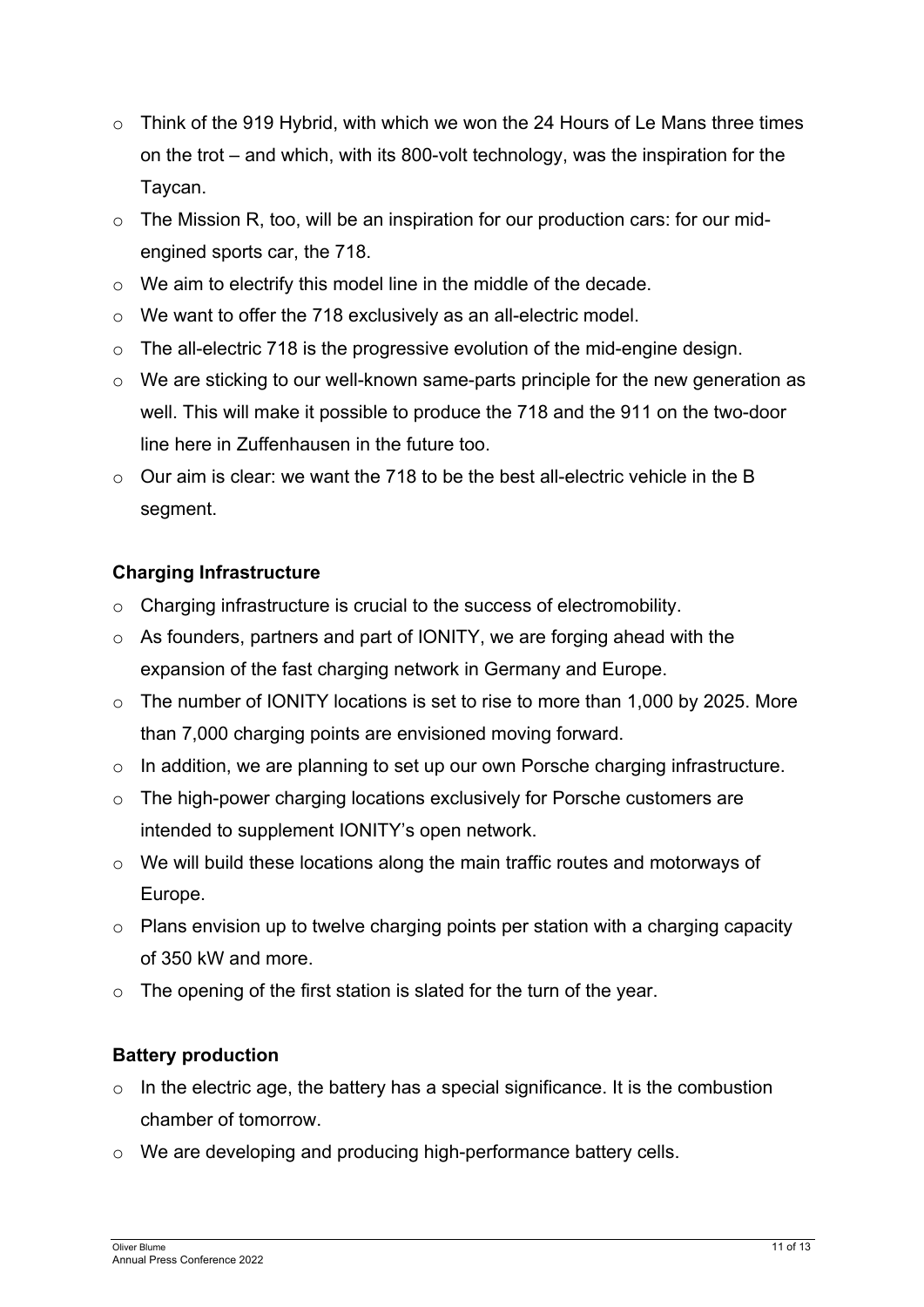- Think of the 919 Hybrid, with which we won the 24 Hours of Le Mans three times on the trot – and which, with its 800-volt technology, was the inspiration for the Taycan.
- The Mission R, too, will be an inspiration for our production cars: for our mid-engined sports car, the 718.
- We aim to electrify this model line in the middle of the decade.
- We want to offer the 718 exclusively as an all-electric model.
- The all-electric 718 is the progressive evolution of the mid-engine design.
- We are sticking to our well-known same-parts principle for the new generation as well. This will make it possible to produce the 718 and the 911 on the two-door line here in Zuffenhausen in the future too.
- Our aim is clear: we want the 718 to be the best all-electric vehicle in the B segment.

**Charging Infrastructure**

- Charging infrastructure is crucial to the success of electromobility.
- As founders, partners and part of IONITY, we are forging ahead with the expansion of the fast charging network in Germany and Europe.
- The number of IONITY locations is set to rise to more than 1,000 by 2025. More than 7,000 charging points are envisioned moving forward.
- In addition, we are planning to set up our own Porsche charging infrastructure.
- The high-power charging locations exclusively for Porsche customers are intended to supplement IONITY's open network.
- We will build these locations along the main traffic routes and motorways of Europe.
- Plans envision up to twelve charging points per station with a charging capacity of 350 kW and more.
- The opening of the first station is slated for the turn of the year.

**Battery production**

- In the electric age, the battery has a special significance. It is the combustion chamber of tomorrow.
- We are developing and producing high-performance battery cells.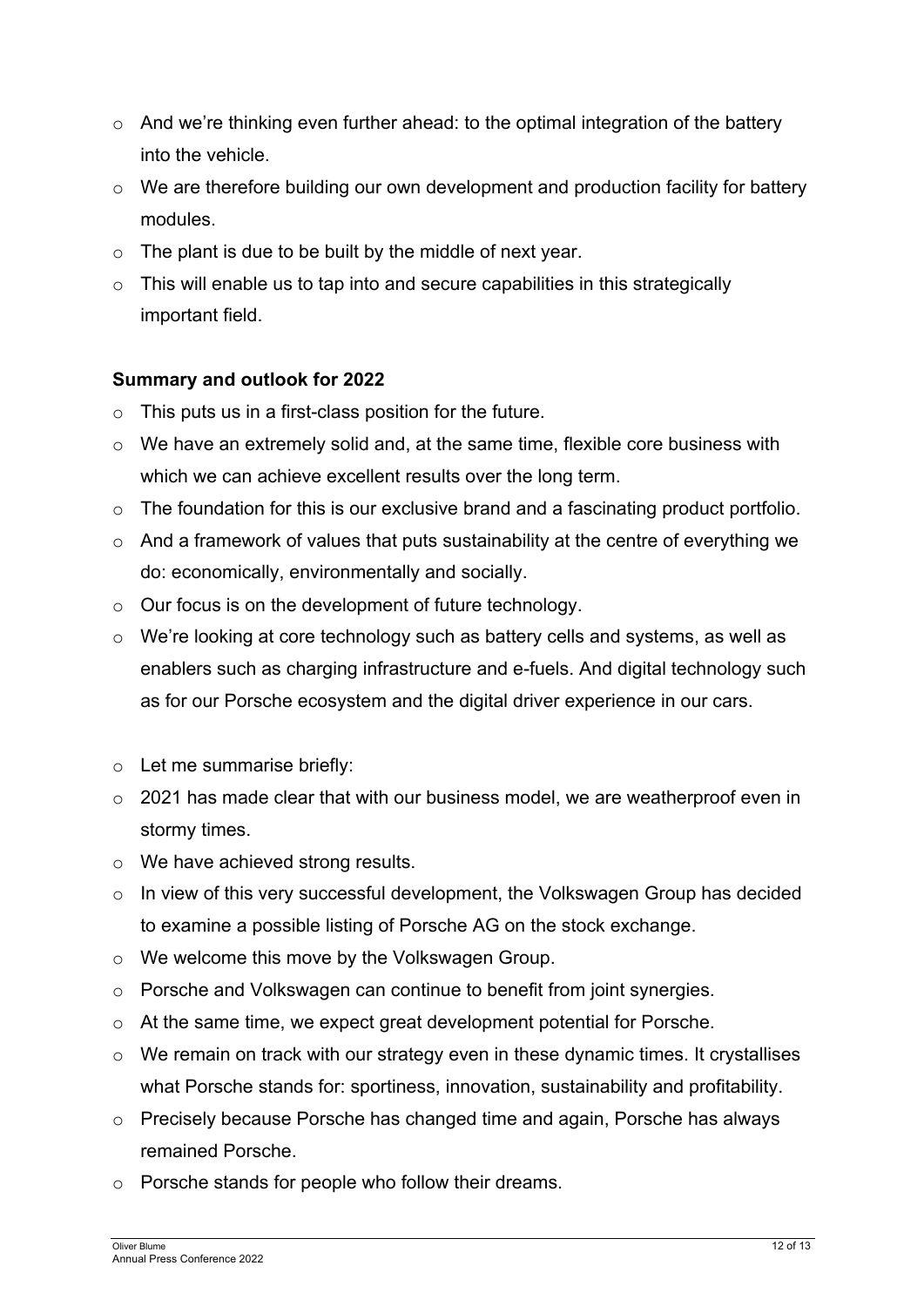- And we're thinking even further ahead: to the optimal integration of the battery into the vehicle.
- We are therefore building our own development and production facility for battery modules.
- The plant is due to be built by the middle of next year.
- This will enable us to tap into and secure capabilities in this strategically important field.

**Summary and outlook for 2022**

- This puts us in a first-class position for the future.
- We have an extremely solid and, at the same time, flexible core business with which we can achieve excellent results over the long term.
- The foundation for this is our exclusive brand and a fascinating product portfolio.
- And a framework of values that puts sustainability at the centre of everything we do: economically, environmentally and socially.
- Our focus is on the development of future technology.
- We're looking at core technology such as battery cells and systems, as well as enablers such as charging infrastructure and e-fuels. And digital technology such as for our Porsche ecosystem and the digital driver experience in our cars.

- Let me summarise briefly:
- 2021 has made clear that with our business model, we are weatherproof even in stormy times.
- We have achieved strong results.
- In view of this very successful development, the Volkswagen Group has decided to examine a possible listing of Porsche AG on the stock exchange.
- We welcome this move by the Volkswagen Group.
- Porsche and Volkswagen can continue to benefit from joint synergies.
- At the same time, we expect great development potential for Porsche.
- We remain on track with our strategy even in these dynamic times. It crystallises what Porsche stands for: sportiness, innovation, sustainability and profitability.
- Precisely because Porsche has changed time and again, Porsche has always remained Porsche.
- Porsche stands for people who follow their dreams.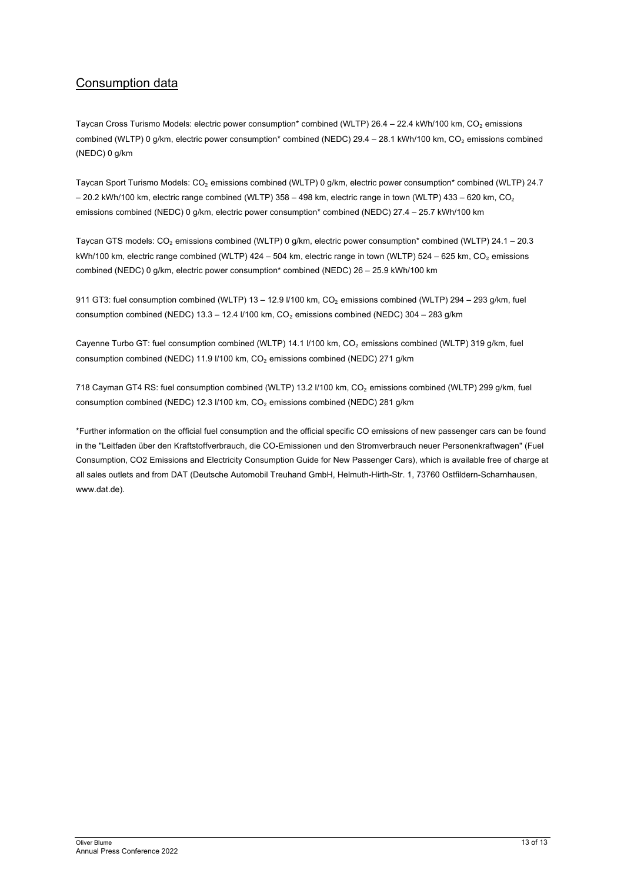## Consumption data

Taycan Cross Turismo Models: electric power consumption* combined (WLTP) 26.4 – 22.4 kWh/100 km, $CO_2$ emissions combined (WLTP) 0 g/km, electric power consumption* combined (NEDC) 29.4 – 28.1 kWh/100 km, $CO_2$ emissions combined (NEDC) 0 g/km

Taycan Sport Turismo Models: $CO_2$ emissions combined (WLTP) 0 g/km, electric power consumption* combined (WLTP) 24.7 – 20.2 kWh/100 km, electric range combined (WLTP) 358 – 498 km, electric range in town (WLTP) 433 – 620 km, $CO_2$ emissions combined (NEDC) 0 g/km, electric power consumption* combined (NEDC) 27.4 – 25.7 kWh/100 km

Taycan GTS models: $CO_2$ emissions combined (WLTP) 0 g/km, electric power consumption* combined (WLTP) 24.1 – 20.3 kWh/100 km, electric range combined (WLTP) 424 – 504 km, electric range in town (WLTP) 524 – 625 km, $CO_2$ emissions combined (NEDC) 0 g/km, electric power consumption* combined (NEDC) 26 – 25.9 kWh/100 km

911 GT3: fuel consumption combined (WLTP) 13 – 12.9 l/100 km, $CO_2$ emissions combined (WLTP) 294 – 293 g/km, fuel consumption combined (NEDC) 13.3 – 12.4 l/100 km, $CO_2$ emissions combined (NEDC) 304 – 283 g/km

Cayenne Turbo GT: fuel consumption combined (WLTP) 14.1 l/100 km, $CO_2$ emissions combined (WLTP) 319 g/km, fuel consumption combined (NEDC) 11.9 l/100 km, $CO_2$ emissions combined (NEDC) 271 g/km

718 Cayman GT4 RS: fuel consumption combined (WLTP) 13.2 l/100 km, $CO_2$ emissions combined (WLTP) 299 g/km, fuel consumption combined (NEDC) 12.3 l/100 km, $CO_2$ emissions combined (NEDC) 281 g/km

*Further information on the official fuel consumption and the official specific CO emissions of new passenger cars can be found in the "Leitfaden über den Kraftstoffverbrauch, die CO-Emissionen und den Stromverbrauch neuer Personenkraftwagen" (Fuel Consumption, CO2 Emissions and Electricity Consumption Guide for New Passenger Cars), which is available free of charge at all sales outlets and from DAT (Deutsche Automobil Treuhand GmbH, Helmuth-Hirth-Str. 1, 73760 Ostfildern-Scharnhausen, www.dat.de).